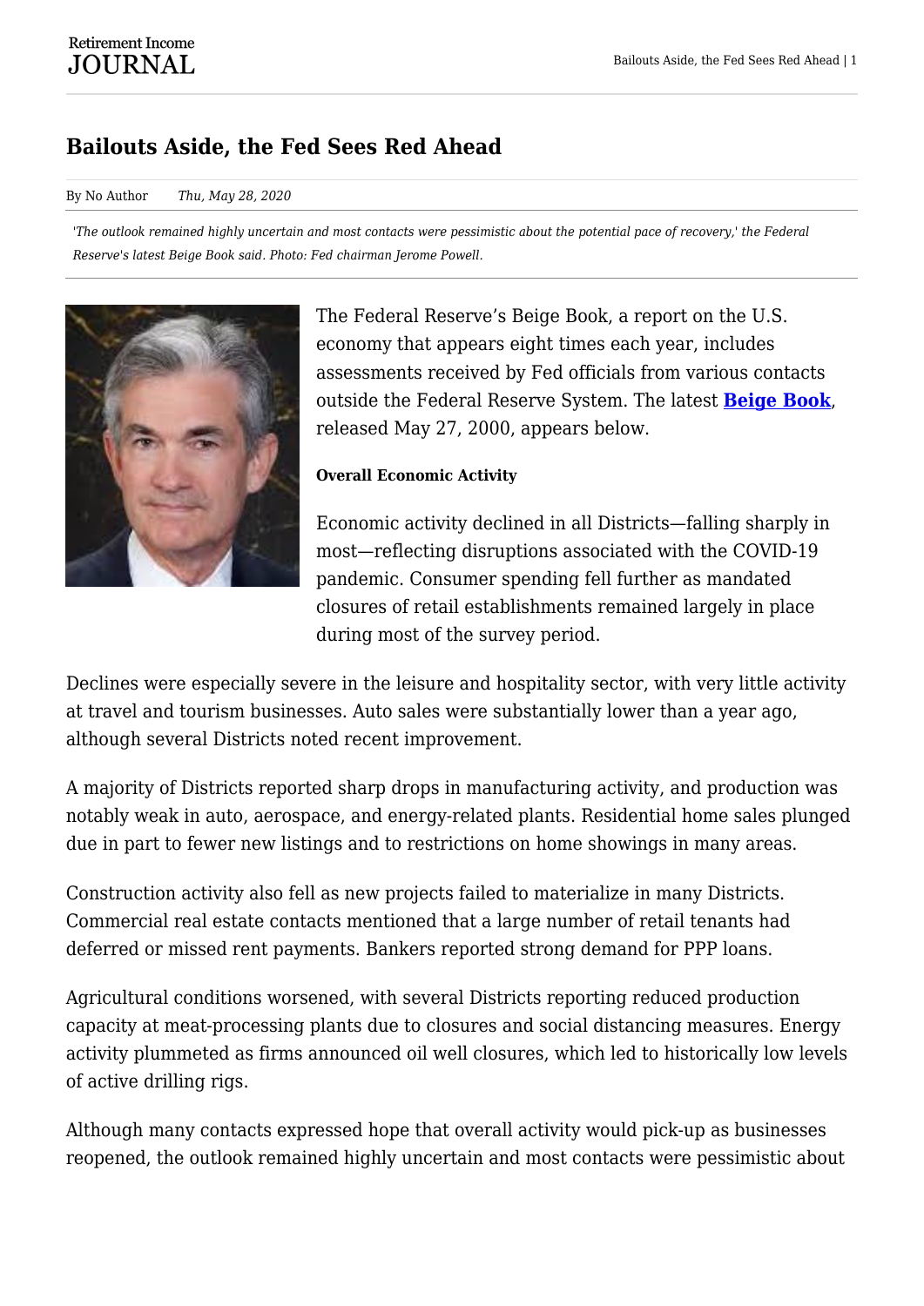# Bailouts Aside, the Fed Sees Red Ahead

By No Author *Thu, May 28, 2020*

*'The outlook remained highly uncertain and most contacts were pessimistic about the potential pace of recovery,' the Federal Reserve's latest Beige Book said. Photo: Fed chairman Jerome Powell.*

The Federal Reserve's Beige Book, a report on the U.S. economy that appears eight times each year, includes assessments received by Fed officials from various contacts outside the Federal Reserve System. The latest **Beige Book**, released May 27, 2000, appears below.

**Overall Economic Activity**

Economic activity declined in all Districts—falling sharply in most—reflecting disruptions associated with the COVID-19 pandemic. Consumer spending fell further as mandated closures of retail establishments remained largely in place during most of the survey period.

Declines were especially severe in the leisure and hospitality sector, with very little activity at travel and tourism businesses. Auto sales were substantially lower than a year ago, although several Districts noted recent improvement.

A majority of Districts reported sharp drops in manufacturing activity, and production was notably weak in auto, aerospace, and energy-related plants. Residential home sales plunged due in part to fewer new listings and to restrictions on home showings in many areas.

Construction activity also fell as new projects failed to materialize in many Districts. Commercial real estate contacts mentioned that a large number of retail tenants had deferred or missed rent payments. Bankers reported strong demand for PPP loans.

Agricultural conditions worsened, with several Districts reporting reduced production capacity at meat-processing plants due to closures and social distancing measures. Energy activity plummeted as firms announced oil well closures, which led to historically low levels of active drilling rigs.

Although many contacts expressed hope that overall activity would pick-up as businesses reopened, the outlook remained highly uncertain and most contacts were pessimistic about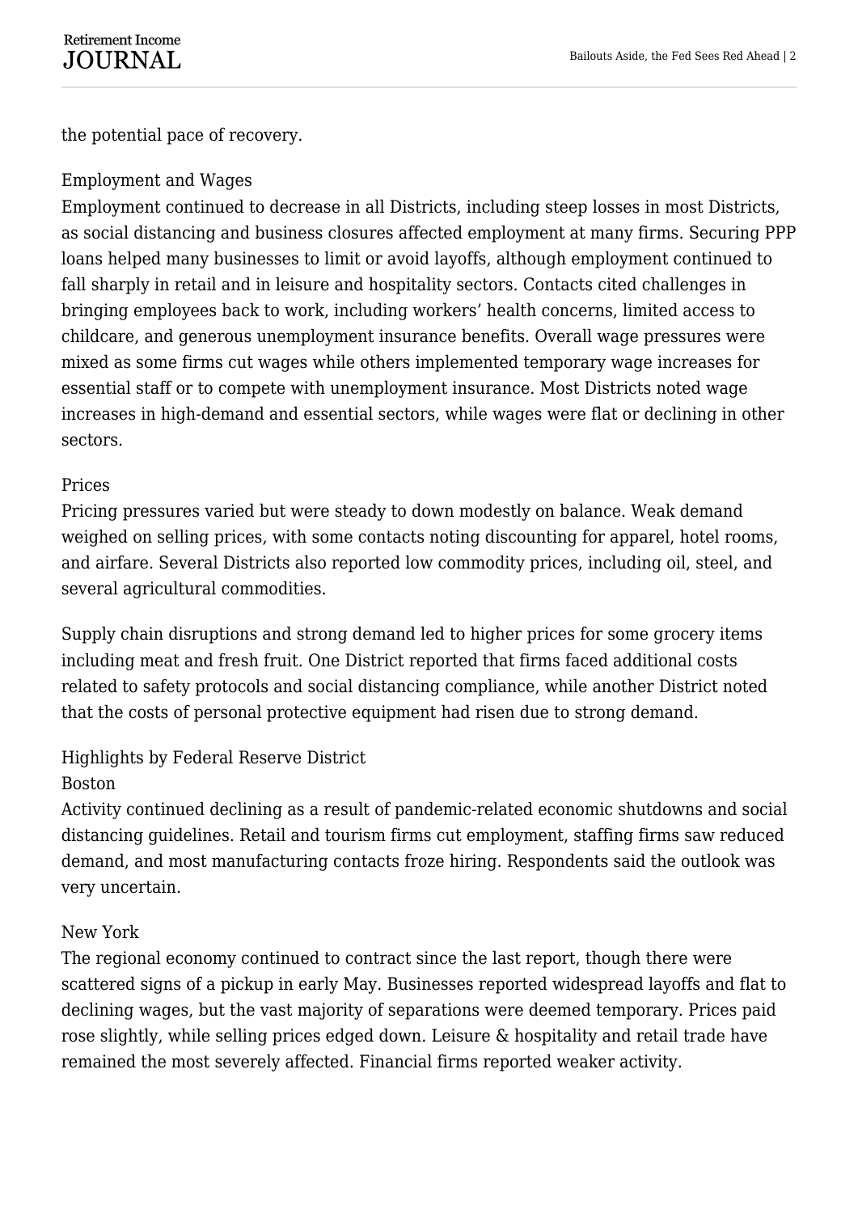the potential pace of recovery.

## Employment and Wages

Employment continued to decrease in all Districts, including steep losses in most Districts, as social distancing and business closures affected employment at many firms. Securing PPP loans helped many businesses to limit or avoid layoffs, although employment continued to fall sharply in retail and in leisure and hospitality sectors. Contacts cited challenges in bringing employees back to work, including workers' health concerns, limited access to childcare, and generous unemployment insurance benefits. Overall wage pressures were mixed as some firms cut wages while others implemented temporary wage increases for essential staff or to compete with unemployment insurance. Most Districts noted wage increases in high-demand and essential sectors, while wages were flat or declining in other sectors.

## Prices

Pricing pressures varied but were steady to down modestly on balance. Weak demand weighed on selling prices, with some contacts noting discounting for apparel, hotel rooms, and airfare. Several Districts also reported low commodity prices, including oil, steel, and several agricultural commodities.

Supply chain disruptions and strong demand led to higher prices for some grocery items including meat and fresh fruit. One District reported that firms faced additional costs related to safety protocols and social distancing compliance, while another District noted that the costs of personal protective equipment had risen due to strong demand.

## Highlights by Federal Reserve District

### Boston

Activity continued declining as a result of pandemic-related economic shutdowns and social distancing guidelines. Retail and tourism firms cut employment, staffing firms saw reduced demand, and most manufacturing contacts froze hiring. Respondents said the outlook was very uncertain.

### New York

The regional economy continued to contract since the last report, though there were scattered signs of a pickup in early May. Businesses reported widespread layoffs and flat to declining wages, but the vast majority of separations were deemed temporary. Prices paid rose slightly, while selling prices edged down. Leisure & hospitality and retail trade have remained the most severely affected. Financial firms reported weaker activity.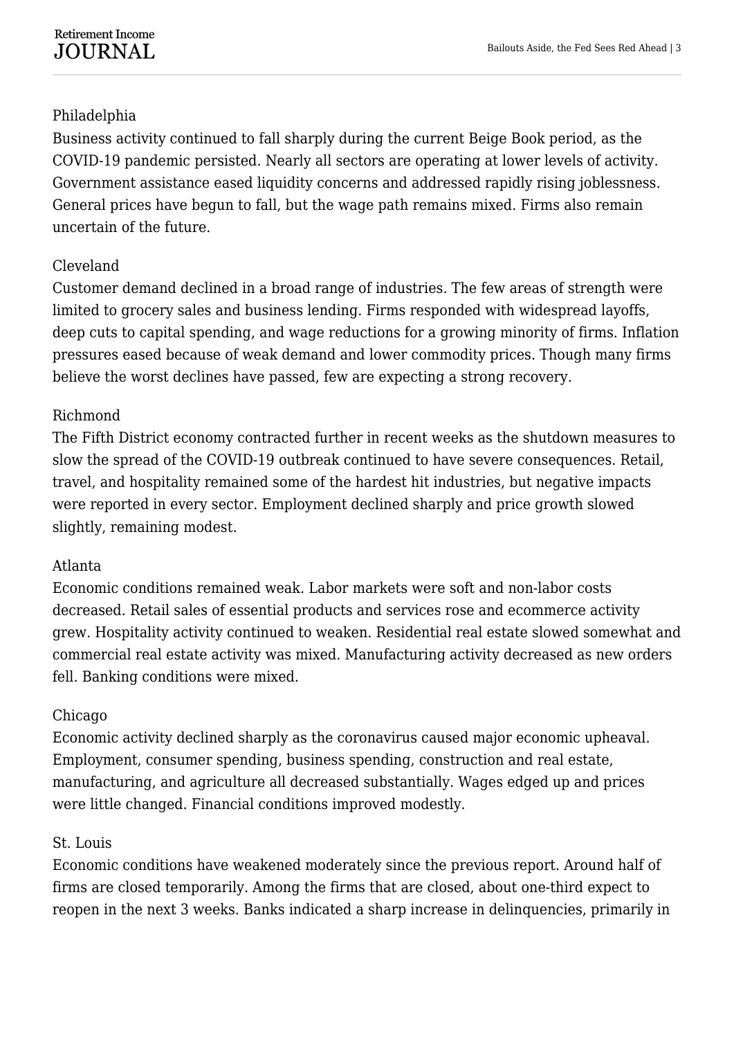Philadelphia

Business activity continued to fall sharply during the current Beige Book period, as the COVID-19 pandemic persisted. Nearly all sectors are operating at lower levels of activity. Government assistance eased liquidity concerns and addressed rapidly rising joblessness. General prices have begun to fall, but the wage path remains mixed. Firms also remain uncertain of the future.

Cleveland

Customer demand declined in a broad range of industries. The few areas of strength were limited to grocery sales and business lending. Firms responded with widespread layoffs, deep cuts to capital spending, and wage reductions for a growing minority of firms. Inflation pressures eased because of weak demand and lower commodity prices. Though many firms believe the worst declines have passed, few are expecting a strong recovery.

Richmond

The Fifth District economy contracted further in recent weeks as the shutdown measures to slow the spread of the COVID-19 outbreak continued to have severe consequences. Retail, travel, and hospitality remained some of the hardest hit industries, but negative impacts were reported in every sector. Employment declined sharply and price growth slowed slightly, remaining modest.

Atlanta

Economic conditions remained weak. Labor markets were soft and non-labor costs decreased. Retail sales of essential products and services rose and ecommerce activity grew. Hospitality activity continued to weaken. Residential real estate slowed somewhat and commercial real estate activity was mixed. Manufacturing activity decreased as new orders fell. Banking conditions were mixed.

Chicago

Economic activity declined sharply as the coronavirus caused major economic upheaval. Employment, consumer spending, business spending, construction and real estate, manufacturing, and agriculture all decreased substantially. Wages edged up and prices were little changed. Financial conditions improved modestly.

St. Louis

Economic conditions have weakened moderately since the previous report. Around half of firms are closed temporarily. Among the firms that are closed, about one-third expect to reopen in the next 3 weeks. Banks indicated a sharp increase in delinquencies, primarily in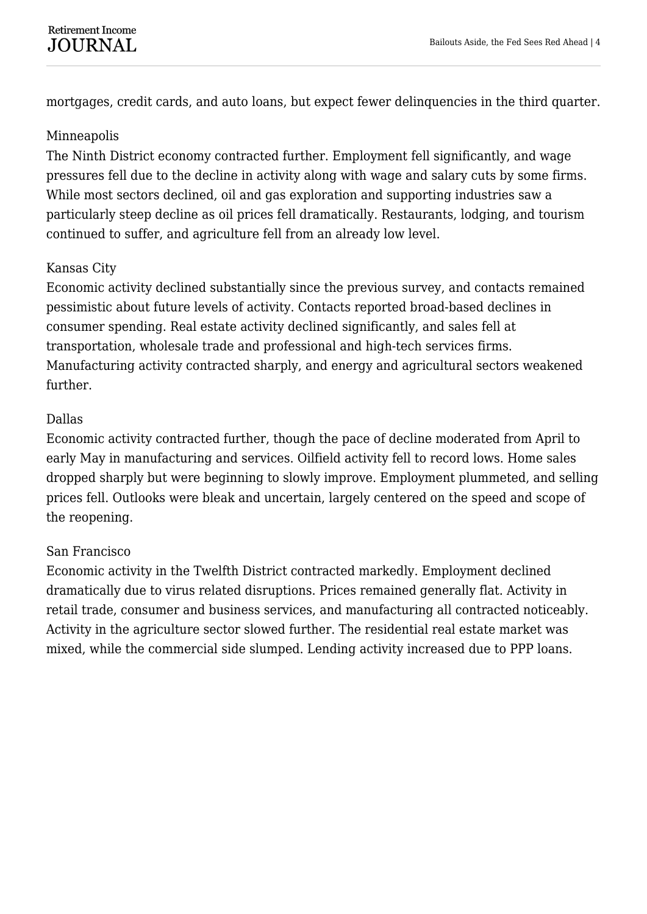mortgages, credit cards, and auto loans, but expect fewer delinquencies in the third quarter.

Minneapolis
The Ninth District economy contracted further. Employment fell significantly, and wage pressures fell due to the decline in activity along with wage and salary cuts by some firms. While most sectors declined, oil and gas exploration and supporting industries saw a particularly steep decline as oil prices fell dramatically. Restaurants, lodging, and tourism continued to suffer, and agriculture fell from an already low level.

Kansas City
Economic activity declined substantially since the previous survey, and contacts remained pessimistic about future levels of activity. Contacts reported broad-based declines in consumer spending. Real estate activity declined significantly, and sales fell at transportation, wholesale trade and professional and high-tech services firms. Manufacturing activity contracted sharply, and energy and agricultural sectors weakened further.

Dallas
Economic activity contracted further, though the pace of decline moderated from April to early May in manufacturing and services. Oilfield activity fell to record lows. Home sales dropped sharply but were beginning to slowly improve. Employment plummeted, and selling prices fell. Outlooks were bleak and uncertain, largely centered on the speed and scope of the reopening.

San Francisco
Economic activity in the Twelfth District contracted markedly. Employment declined dramatically due to virus related disruptions. Prices remained generally flat. Activity in retail trade, consumer and business services, and manufacturing all contracted noticeably. Activity in the agriculture sector slowed further. The residential real estate market was mixed, while the commercial side slumped. Lending activity increased due to PPP loans.